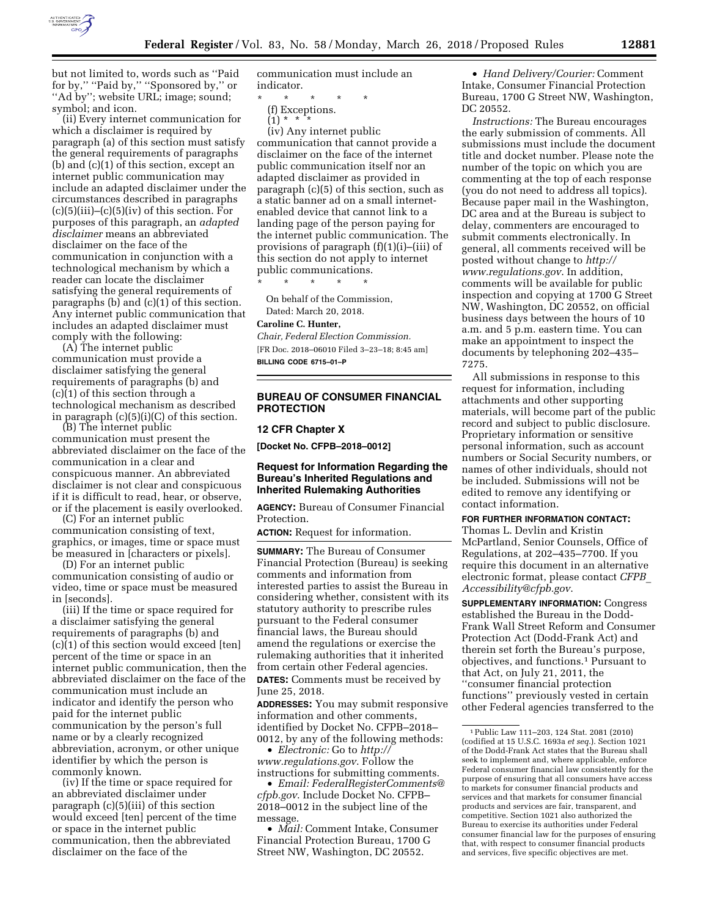but not limited to, words such as ''Paid for by,'' ''Paid by,'' ''Sponsored by,'' or ''Ad by''; website URL; image; sound; symbol; and icon.

(ii) Every internet communication for which a disclaimer is required by paragraph (a) of this section must satisfy the general requirements of paragraphs (b) and (c)(1) of this section, except an internet public communication may include an adapted disclaimer under the circumstances described in paragraphs (c)(5)(iii)–(c)(5)(iv) of this section. For purposes of this paragraph, an *adapted disclaimer* means an abbreviated disclaimer on the face of the communication in conjunction with a technological mechanism by which a reader can locate the disclaimer satisfying the general requirements of paragraphs (b) and (c)(1) of this section. Any internet public communication that includes an adapted disclaimer must comply with the following:

(A) The internet public communication must provide a disclaimer satisfying the general requirements of paragraphs (b) and (c)(1) of this section through a technological mechanism as described in paragraph (c)(5)(i)(C) of this section.

(B) The internet public communication must present the abbreviated disclaimer on the face of the communication in a clear and conspicuous manner. An abbreviated disclaimer is not clear and conspicuous if it is difficult to read, hear, or observe, or if the placement is easily overlooked.

(C) For an internet public communication consisting of text, graphics, or images, time or space must be measured in [characters or pixels].

(D) For an internet public communication consisting of audio or video, time or space must be measured in [seconds].

(iii) If the time or space required for a disclaimer satisfying the general requirements of paragraphs (b) and (c)(1) of this section would exceed [ten] percent of the time or space in an internet public communication, then the abbreviated disclaimer on the face of the communication must include an indicator and identify the person who paid for the internet public communication by the person's full name or by a clearly recognized abbreviation, acronym, or other unique identifier by which the person is commonly known.

(iv) If the time or space required for an abbreviated disclaimer under paragraph (c)(5)(iii) of this section would exceed [ten] percent of the time or space in the internet public communication, then the abbreviated disclaimer on the face of the communication must include an indicator.

\* \* \* \* \*

(f) Exceptions.

(1) \* \* \*

(iv) Any internet public communication that cannot provide a disclaimer on the face of the internet public communication itself nor an adapted disclaimer as provided in paragraph (c)(5) of this section, such as a static banner ad on a small internet-enabled device that cannot link to a landing page of the person paying for the internet public communication. The provisions of paragraph (f)(1)(i)–(iii) of this section do not apply to internet public communications.

\* \* \* \* \*

On behalf of the Commission,

Dated: March 20, 2018.

**Caroline C. Hunter,**

*Chair, Federal Election Commission.*

[FR Doc. 2018–06010 Filed 3–23–18; 8:45 am]

**BILLING CODE 6715–01–P**

## BUREAU OF CONSUMER FINANCIAL PROTECTION

### 12 CFR Chapter X

**[Docket No. CFPB–2018–0012]**

### Request for Information Regarding the Bureau's Inherited Regulations and Inherited Rulemaking Authorities

**AGENCY:** Bureau of Consumer Financial Protection.

**ACTION:** Request for information.

**SUMMARY:** The Bureau of Consumer Financial Protection (Bureau) is seeking comments and information from interested parties to assist the Bureau in considering whether, consistent with its statutory authority to prescribe rules pursuant to the Federal consumer financial laws, the Bureau should amend the regulations or exercise the rulemaking authorities that it inherited from certain other Federal agencies.

**DATES:** Comments must be received by June 25, 2018.

**ADDRESSES:** You may submit responsive information and other comments, identified by Docket No. CFPB–2018–0012, by any of the following methods:

- *Electronic:* Go to *http://www.regulations.gov*. Follow the instructions for submitting comments.
- *Email: FederalRegisterComments@cfpb.gov*. Include Docket No. CFPB–2018–0012 in the subject line of the message.
- *Mail:* Comment Intake, Consumer Financial Protection Bureau, 1700 G Street NW, Washington, DC 20552.
- *Hand Delivery/Courier:* Comment Intake, Consumer Financial Protection Bureau, 1700 G Street NW, Washington, DC 20552.

*Instructions:* The Bureau encourages the early submission of comments. All submissions must include the document title and docket number. Please note the number of the topic on which you are commenting at the top of each response (you do not need to address all topics). Because paper mail in the Washington, DC area and at the Bureau is subject to delay, commenters are encouraged to submit comments electronically. In general, all comments received will be posted without change to *http://www.regulations.gov*. In addition, comments will be available for public inspection and copying at 1700 G Street NW, Washington, DC 20552, on official business days between the hours of 10 a.m. and 5 p.m. eastern time. You can make an appointment to inspect the documents by telephoning 202–435–7275.

All submissions in response to this request for information, including attachments and other supporting materials, will become part of the public record and subject to public disclosure. Proprietary information or sensitive personal information, such as account numbers or Social Security numbers, or names of other individuals, should not be included. Submissions will not be edited to remove any identifying or contact information.

**FOR FURTHER INFORMATION CONTACT:** Thomas L. Devlin and Kristin McPartland, Senior Counsels, Office of Regulations, at 202–435–7700. If you require this document in an alternative electronic format, please contact *CFPB_Accessibility@cfpb.gov*.

**SUPPLEMENTARY INFORMATION:** Congress established the Bureau in the Dodd-Frank Wall Street Reform and Consumer Protection Act (Dodd-Frank Act) and therein set forth the Bureau's purpose, objectives, and functions.[1] Pursuant to that Act, on July 21, 2011, the ''consumer financial protection functions'' previously vested in certain other Federal agencies transferred to the

[1] Public Law 111–203, 124 Stat. 2081 (2010) (codified at 15 U.S.C. 1693a *et seq.*). Section 1021 of the Dodd-Frank Act states that the Bureau shall seek to implement and, where applicable, enforce Federal consumer financial law consistently for the purpose of ensuring that all consumers have access to markets for consumer financial products and services and that markets for consumer financial products and services are fair, transparent, and competitive. Section 1021 also authorized the Bureau to exercise its authorities under Federal consumer financial law for the purposes of ensuring that, with respect to consumer financial products and services, five specific objectives are met.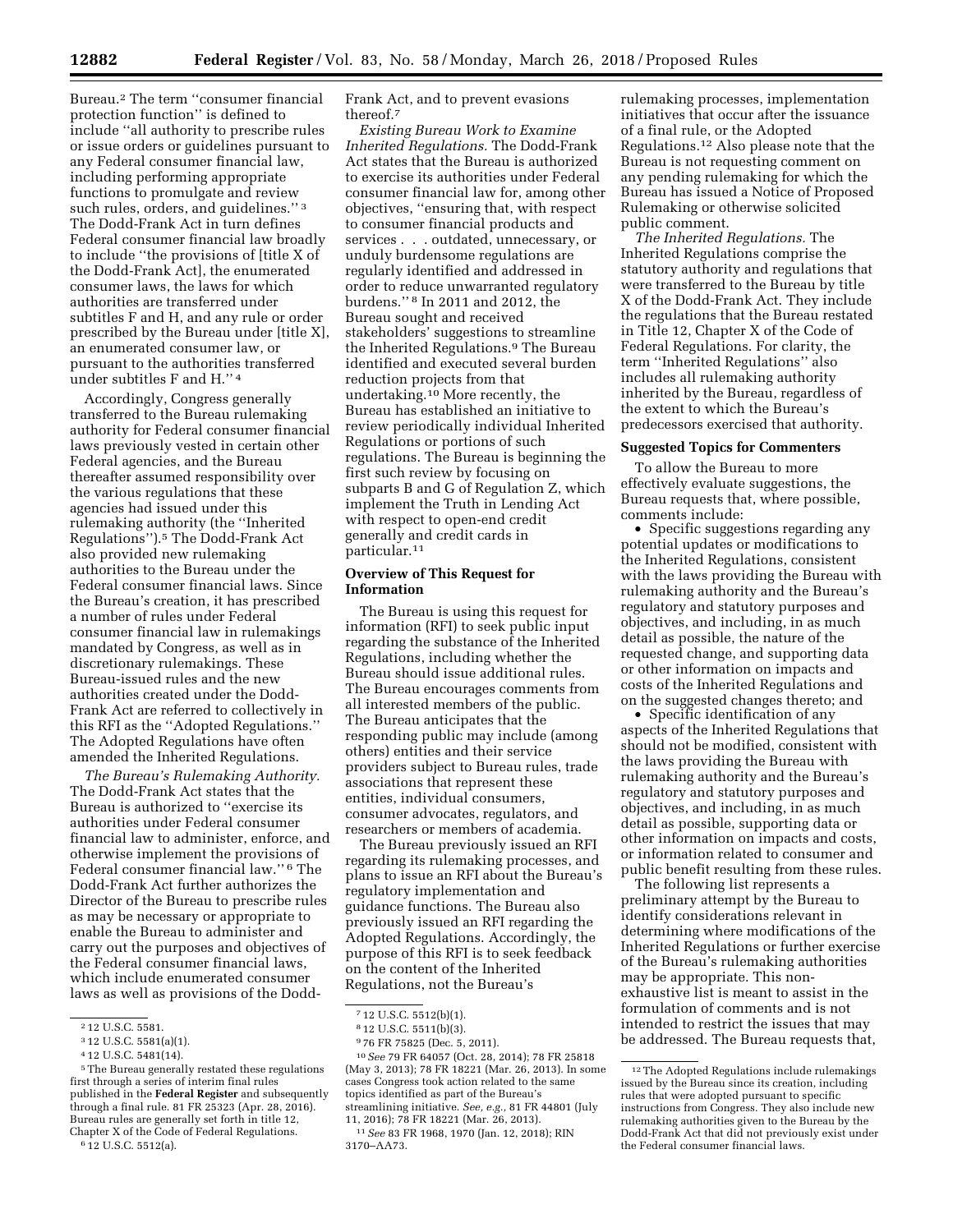Bureau.[2] The term ''consumer financial protection function'' is defined to include ''all authority to prescribe rules or issue orders or guidelines pursuant to any Federal consumer financial law, including performing appropriate functions to promulgate and review such rules, orders, and guidelines.''[3] The Dodd-Frank Act in turn defines Federal consumer financial law broadly to include ''the provisions of [title X of the Dodd-Frank Act], the enumerated consumer laws, the laws for which authorities are transferred under subtitles F and H, and any rule or order prescribed by the Bureau under [title X], an enumerated consumer law, or pursuant to the authorities transferred under subtitles F and H.''[4]

Accordingly, Congress generally transferred to the Bureau rulemaking authority for Federal consumer financial laws previously vested in certain other Federal agencies, and the Bureau thereafter assumed responsibility over the various regulations that these agencies had issued under this rulemaking authority (the ''Inherited Regulations'').[5] The Dodd-Frank Act also provided new rulemaking authorities to the Bureau under the Federal consumer financial laws. Since the Bureau's creation, it has prescribed a number of rules under Federal consumer financial law in rulemakings mandated by Congress, as well as in discretionary rulemakings. These Bureau-issued rules and the new authorities created under the Dodd-Frank Act are referred to collectively in this RFI as the ''Adopted Regulations.'' The Adopted Regulations have often amended the Inherited Regulations.

*The Bureau's Rulemaking Authority.* The Dodd-Frank Act states that the Bureau is authorized to ''exercise its authorities under Federal consumer financial law to administer, enforce, and otherwise implement the provisions of Federal consumer financial law.''[6] The Dodd-Frank Act further authorizes the Director of the Bureau to prescribe rules as may be necessary or appropriate to enable the Bureau to administer and carry out the purposes and objectives of the Federal consumer financial laws, which include enumerated consumer laws as well as provisions of the Dodd-Frank Act, and to prevent evasions thereof.[7]

*Existing Bureau Work to Examine Inherited Regulations.* The Dodd-Frank Act states that the Bureau is authorized to exercise its authorities under Federal consumer financial law for, among other objectives, ''ensuring that, with respect to consumer financial products and services . . . outdated, unnecessary, or unduly burdensome regulations are regularly identified and addressed in order to reduce unwarranted regulatory burdens.''[8] In 2011 and 2012, the Bureau sought and received stakeholders' suggestions to streamline the Inherited Regulations.[9] The Bureau identified and executed several burden reduction projects from that undertaking.[10] More recently, the Bureau has established an initiative to review periodically individual Inherited Regulations or portions of such regulations. The Bureau is beginning the first such review by focusing on subparts B and G of Regulation Z, which implement the Truth in Lending Act with respect to open-end credit generally and credit cards in particular.[11]

## Overview of This Request for Information

The Bureau is using this request for information (RFI) to seek public input regarding the substance of the Inherited Regulations, including whether the Bureau should issue additional rules. The Bureau encourages comments from all interested members of the public. The Bureau anticipates that the responding public may include (among others) entities and their service providers subject to Bureau rules, trade associations that represent these entities, individual consumers, consumer advocates, regulators, and researchers or members of academia.

The Bureau previously issued an RFI regarding its rulemaking processes, and plans to issue an RFI about the Bureau's regulatory implementation and guidance functions. The Bureau also previously issued an RFI regarding the Adopted Regulations. Accordingly, the purpose of this RFI is to seek feedback on the content of the Inherited Regulations, not the Bureau's rulemaking processes, implementation initiatives that occur after the issuance of a final rule, or the Adopted Regulations.[12] Also please note that the Bureau is not requesting comment on any pending rulemaking for which the Bureau has issued a Notice of Proposed Rulemaking or otherwise solicited public comment.

*The Inherited Regulations.* The Inherited Regulations comprise the statutory authority and regulations that were transferred to the Bureau by title X of the Dodd-Frank Act. They include the regulations that the Bureau restated in Title 12, Chapter X of the Code of Federal Regulations. For clarity, the term ''Inherited Regulations'' also includes all rulemaking authority inherited by the Bureau, regardless of the extent to which the Bureau's predecessors exercised that authority.

## Suggested Topics for Commenters

To allow the Bureau to more effectively evaluate suggestions, the Bureau requests that, where possible, comments include:

- Specific suggestions regarding any potential updates or modifications to the Inherited Regulations, consistent with the laws providing the Bureau with rulemaking authority and the Bureau's regulatory and statutory purposes and objectives, and including, in as much detail as possible, the nature of the requested change, and supporting data or other information on impacts and costs of the Inherited Regulations and on the suggested changes thereto; and
- Specific identification of any aspects of the Inherited Regulations that should not be modified, consistent with the laws providing the Bureau with rulemaking authority and the Bureau's regulatory and statutory purposes and objectives, and including, in as much detail as possible, supporting data or other information on impacts and costs, or information related to consumer and public benefit resulting from these rules.

The following list represents a preliminary attempt by the Bureau to identify considerations relevant in determining where modifications of the Inherited Regulations or further exercise of the Bureau's rulemaking authorities may be appropriate. This non-exhaustive list is meant to assist in the formulation of comments and is not intended to restrict the issues that may be addressed. The Bureau requests that,

---

[2] 12 U.S.C. 5581.

[3] 12 U.S.C. 5581(a)(1).

[4] 12 U.S.C. 5481(14).

[5] The Bureau generally restated these regulations first through a series of interim final rules published in the **Federal Register** and subsequently through a final rule. 81 FR 25323 (Apr. 28, 2016). Bureau rules are generally set forth in title 12, Chapter X of the Code of Federal Regulations.

[6] 12 U.S.C. 5512(a).

[7] 12 U.S.C. 5512(b)(1).

[8] 12 U.S.C. 5511(b)(3).

[9] 76 FR 75825 (Dec. 5, 2011).

[10] *See* 79 FR 64057 (Oct. 28, 2014); 78 FR 25818 (May 3, 2013); 78 FR 18221 (Mar. 26, 2013). In some cases Congress took action related to the same topics identified as part of the Bureau's streamlining initiative. *See, e.g.,* 81 FR 44801 (July 11, 2016); 78 FR 18221 (Mar. 26, 2013).

[11] *See* 83 FR 1968, 1970 (Jan. 12, 2018); RIN 3170–AA73.

[12] The Adopted Regulations include rulemakings issued by the Bureau since its creation, including rules that were adopted pursuant to specific instructions from Congress. They also include new rulemaking authorities given to the Bureau by the Dodd-Frank Act that did not previously exist under the Federal consumer financial laws.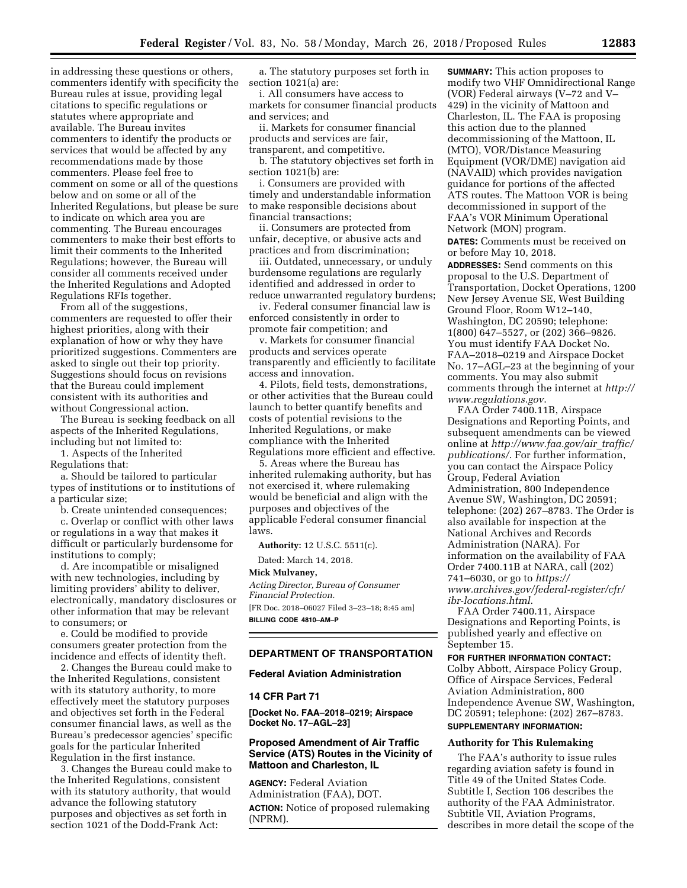in addressing these questions or others, commenters identify with specificity the Bureau rules at issue, providing legal citations to specific regulations or statutes where appropriate and available. The Bureau invites commenters to identify the products or services that would be affected by any recommendations made by those commenters. Please feel free to comment on some or all of the questions below and on some or all of the Inherited Regulations, but please be sure to indicate on which area you are commenting. The Bureau encourages commenters to make their best efforts to limit their comments to the Inherited Regulations; however, the Bureau will consider all comments received under the Inherited Regulations and Adopted Regulations RFIs together.

From all of the suggestions, commenters are requested to offer their highest priorities, along with their explanation of how or why they have prioritized suggestions. Commenters are asked to single out their top priority. Suggestions should focus on revisions that the Bureau could implement consistent with its authorities and without Congressional action.

The Bureau is seeking feedback on all aspects of the Inherited Regulations, including but not limited to:

1. Aspects of the Inherited Regulations that:

a. Should be tailored to particular types of institutions or to institutions of a particular size;

b. Create unintended consequences;

c. Overlap or conflict with other laws or regulations in a way that makes it difficult or particularly burdensome for institutions to comply;

d. Are incompatible or misaligned with new technologies, including by limiting providers' ability to deliver, electronically, mandatory disclosures or other information that may be relevant to consumers; or

e. Could be modified to provide consumers greater protection from the incidence and effects of identity theft.

2. Changes the Bureau could make to the Inherited Regulations, consistent with its statutory authority, to more effectively meet the statutory purposes and objectives set forth in the Federal consumer financial laws, as well as the Bureau's predecessor agencies' specific goals for the particular Inherited Regulation in the first instance.

3. Changes the Bureau could make to the Inherited Regulations, consistent with its statutory authority, that would advance the following statutory purposes and objectives as set forth in section 1021 of the Dodd-Frank Act:

a. The statutory purposes set forth in section 1021(a) are:

i. All consumers have access to markets for consumer financial products and services; and

ii. Markets for consumer financial products and services are fair, transparent, and competitive.

b. The statutory objectives set forth in section 1021(b) are:

i. Consumers are provided with timely and understandable information to make responsible decisions about financial transactions;

ii. Consumers are protected from unfair, deceptive, or abusive acts and practices and from discrimination;

iii. Outdated, unnecessary, or unduly burdensome regulations are regularly identified and addressed in order to reduce unwarranted regulatory burdens;

iv. Federal consumer financial law is enforced consistently in order to promote fair competition; and

v. Markets for consumer financial products and services operate transparently and efficiently to facilitate access and innovation.

4. Pilots, field tests, demonstrations, or other activities that the Bureau could launch to better quantify benefits and costs of potential revisions to the Inherited Regulations, or make compliance with the Inherited Regulations more efficient and effective.

5. Areas where the Bureau has inherited rulemaking authority, but has not exercised it, where rulemaking would be beneficial and align with the purposes and objectives of the applicable Federal consumer financial laws.

**Authority:** 12 U.S.C. 5511(c).

Dated: March 14, 2018.

**Mick Mulvaney,**

*Acting Director, Bureau of Consumer Financial Protection.*

[FR Doc. 2018–06027 Filed 3–23–18; 8:45 am]

**BILLING CODE 4810–AM–P**

## DEPARTMENT OF TRANSPORTATION

### Federal Aviation Administration

### 14 CFR Part 71

**[Docket No. FAA–2018–0219; Airspace Docket No. 17–AGL–23]**

### Proposed Amendment of Air Traffic Service (ATS) Routes in the Vicinity of Mattoon and Charleston, IL

**AGENCY:** Federal Aviation Administration (FAA), DOT.

**ACTION:** Notice of proposed rulemaking (NPRM).

**SUMMARY:** This action proposes to modify two VHF Omnidirectional Range (VOR) Federal airways (V–72 and V–429) in the vicinity of Mattoon and Charleston, IL. The FAA is proposing this action due to the planned decommissioning of the Mattoon, IL (MTO), VOR/Distance Measuring Equipment (VOR/DME) navigation aid (NAVAID) which provides navigation guidance for portions of the affected ATS routes. The Mattoon VOR is being decommissioned in support of the FAA's VOR Minimum Operational Network (MON) program.

**DATES:** Comments must be received on or before May 10, 2018.

**ADDRESSES:** Send comments on this proposal to the U.S. Department of Transportation, Docket Operations, 1200 New Jersey Avenue SE, West Building Ground Floor, Room W12–140, Washington, DC 20590; telephone: 1(800) 647–5527, or (202) 366–9826. You must identify FAA Docket No. FAA–2018–0219 and Airspace Docket No. 17–AGL–23 at the beginning of your comments. You may also submit comments through the internet at *http://www.regulations.gov.*

FAA Order 7400.11B, Airspace Designations and Reporting Points, and subsequent amendments can be viewed online at *http://www.faa.gov/air_traffic/publications/*. For further information, you can contact the Airspace Policy Group, Federal Aviation Administration, 800 Independence Avenue SW, Washington, DC 20591; telephone: (202) 267–8783. The Order is also available for inspection at the National Archives and Records Administration (NARA). For information on the availability of FAA Order 7400.11B at NARA, call (202) 741–6030, or go to *https://www.archives.gov/federal-register/cfr/ibr-locations.html.*

FAA Order 7400.11, Airspace Designations and Reporting Points, is published yearly and effective on September 15.

**FOR FURTHER INFORMATION CONTACT:** Colby Abbott, Airspace Policy Group, Office of Airspace Services, Federal Aviation Administration, 800 Independence Avenue SW, Washington, DC 20591; telephone: (202) 267–8783.

**SUPPLEMENTARY INFORMATION:**

#### Authority for This Rulemaking

The FAA's authority to issue rules regarding aviation safety is found in Title 49 of the United States Code. Subtitle I, Section 106 describes the authority of the FAA Administrator. Subtitle VII, Aviation Programs, describes in more detail the scope of the